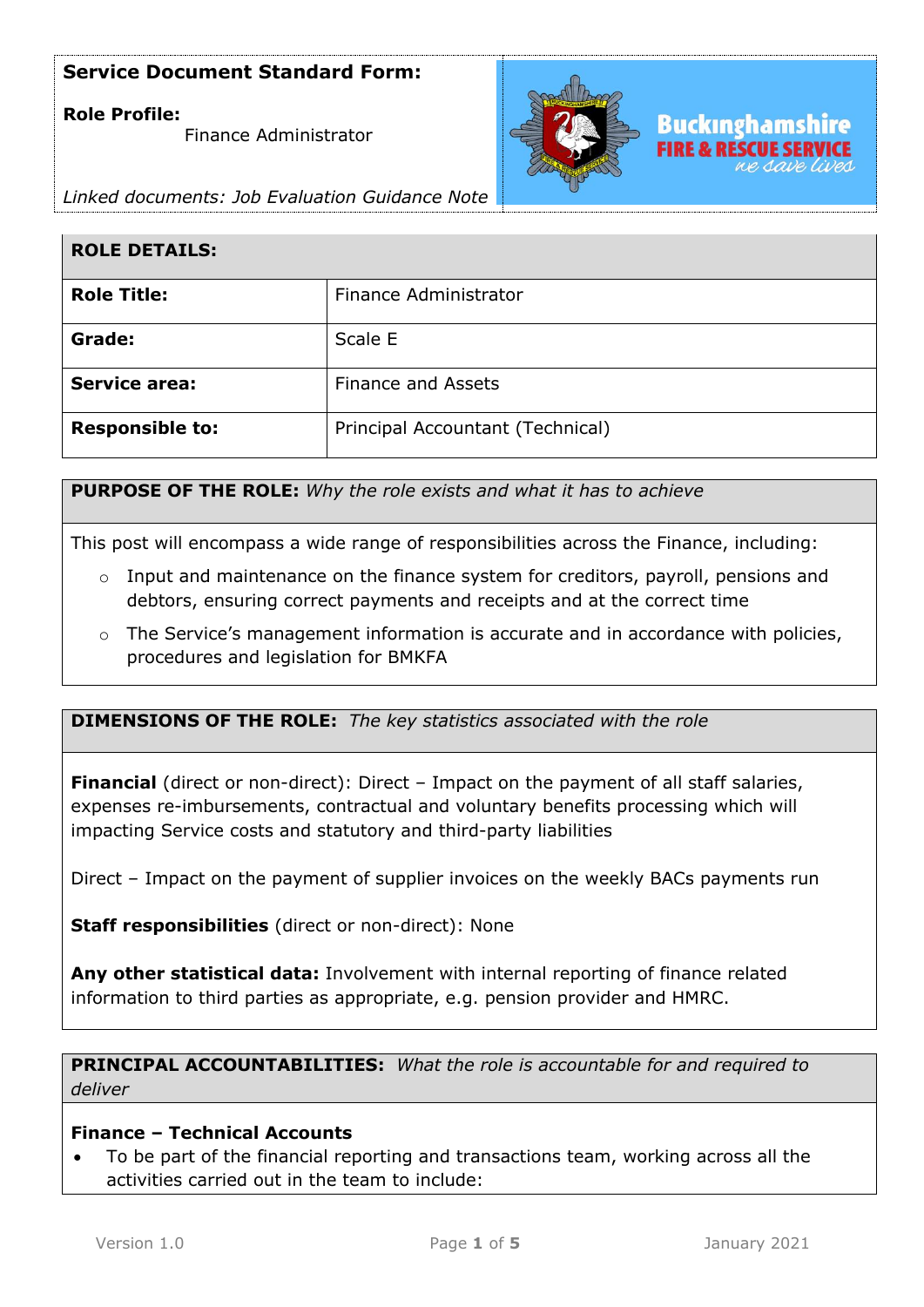**Service Document Standard Form:**

**Role Profile:**
Finance Administrator

*Linked documents: Job Evaluation Guidance Note*

| **ROLE DETAILS:** | |
|---|---|
| **Role Title:** | Finance Administrator |
| **Grade:** | Scale E |
| **Service area:** | Finance and Assets |
| **Responsible to:** | Principal Accountant (Technical) |

**PURPOSE OF THE ROLE:** *Why the role exists and what it has to achieve*

This post will encompass a wide range of responsibilities across the Finance, including:

- Input and maintenance on the finance system for creditors, payroll, pensions and debtors, ensuring correct payments and receipts and at the correct time
- The Service's management information is accurate and in accordance with policies, procedures and legislation for BMKFA

**DIMENSIONS OF THE ROLE:** *The key statistics associated with the role*

**Financial** (direct or non-direct): Direct – Impact on the payment of all staff salaries, expenses re-imbursements, contractual and voluntary benefits processing which will impacting Service costs and statutory and third-party liabilities

Direct – Impact on the payment of supplier invoices on the weekly BACs payments run

**Staff responsibilities** (direct or non-direct): None

**Any other statistical data:** Involvement with internal reporting of finance related information to third parties as appropriate, e.g. pension provider and HMRC.

**PRINCIPAL ACCOUNTABILITIES:** *What the role is accountable for and required to deliver*

**Finance – Technical Accounts**

- To be part of the financial reporting and transactions team, working across all the activities carried out in the team to include: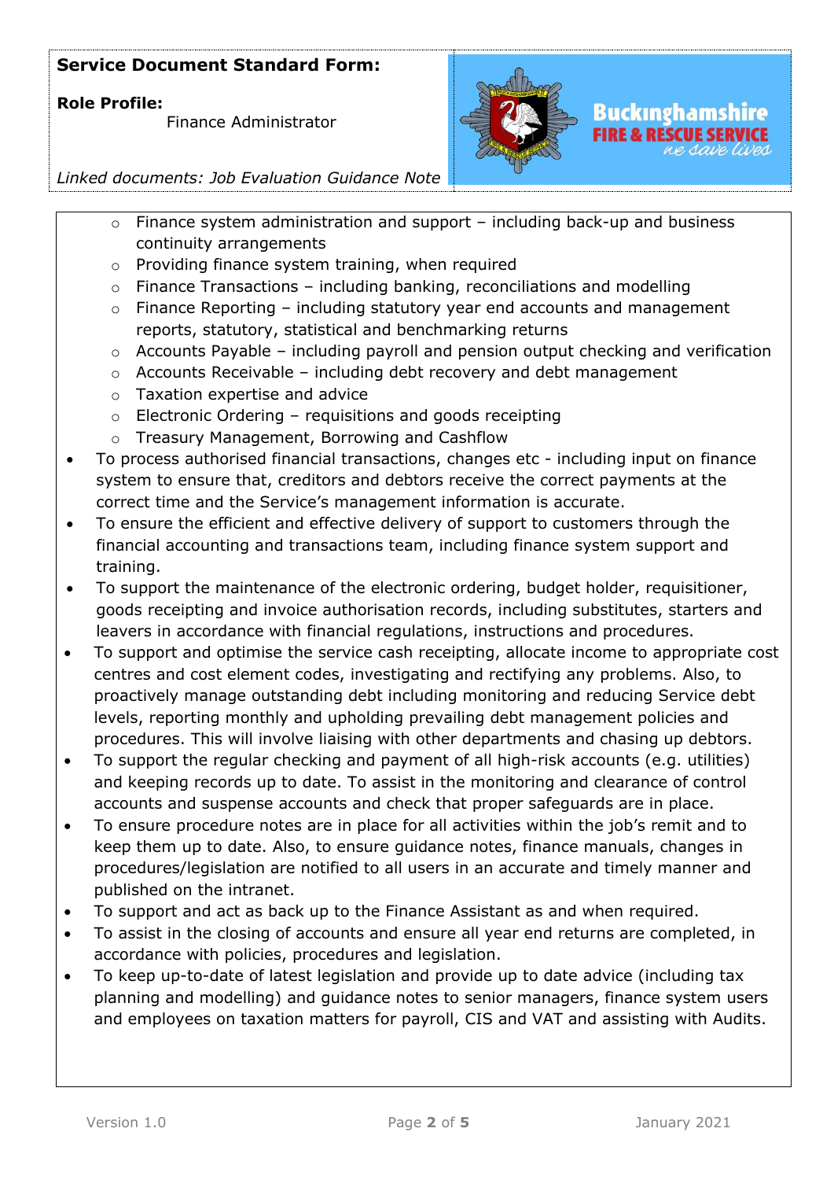**Service Document Standard Form:**

**Role Profile:**
Finance Administrator

*Linked documents: Job Evaluation Guidance Note*

  - Finance system administration and support – including back-up and business continuity arrangements
  - Providing finance system training, when required
  - Finance Transactions – including banking, reconciliations and modelling
  - Finance Reporting – including statutory year end accounts and management reports, statutory, statistical and benchmarking returns
  - Accounts Payable – including payroll and pension output checking and verification
  - Accounts Receivable – including debt recovery and debt management
  - Taxation expertise and advice
  - Electronic Ordering – requisitions and goods receipting
  - Treasury Management, Borrowing and Cashflow
- To process authorised financial transactions, changes etc - including input on finance system to ensure that, creditors and debtors receive the correct payments at the correct time and the Service's management information is accurate.
- To ensure the efficient and effective delivery of support to customers through the financial accounting and transactions team, including finance system support and training.
- To support the maintenance of the electronic ordering, budget holder, requisitioner, goods receipting and invoice authorisation records, including substitutes, starters and leavers in accordance with financial regulations, instructions and procedures.
- To support and optimise the service cash receipting, allocate income to appropriate cost centres and cost element codes, investigating and rectifying any problems. Also, to proactively manage outstanding debt including monitoring and reducing Service debt levels, reporting monthly and upholding prevailing debt management policies and procedures. This will involve liaising with other departments and chasing up debtors.
- To support the regular checking and payment of all high-risk accounts (e.g. utilities) and keeping records up to date. To assist in the monitoring and clearance of control accounts and suspense accounts and check that proper safeguards are in place.
- To ensure procedure notes are in place for all activities within the job's remit and to keep them up to date. Also, to ensure guidance notes, finance manuals, changes in procedures/legislation are notified to all users in an accurate and timely manner and published on the intranet.
- To support and act as back up to the Finance Assistant as and when required.
- To assist in the closing of accounts and ensure all year end returns are completed, in accordance with policies, procedures and legislation.
- To keep up-to-date of latest legislation and provide up to date advice (including tax planning and modelling) and guidance notes to senior managers, finance system users and employees on taxation matters for payroll, CIS and VAT and assisting with Audits.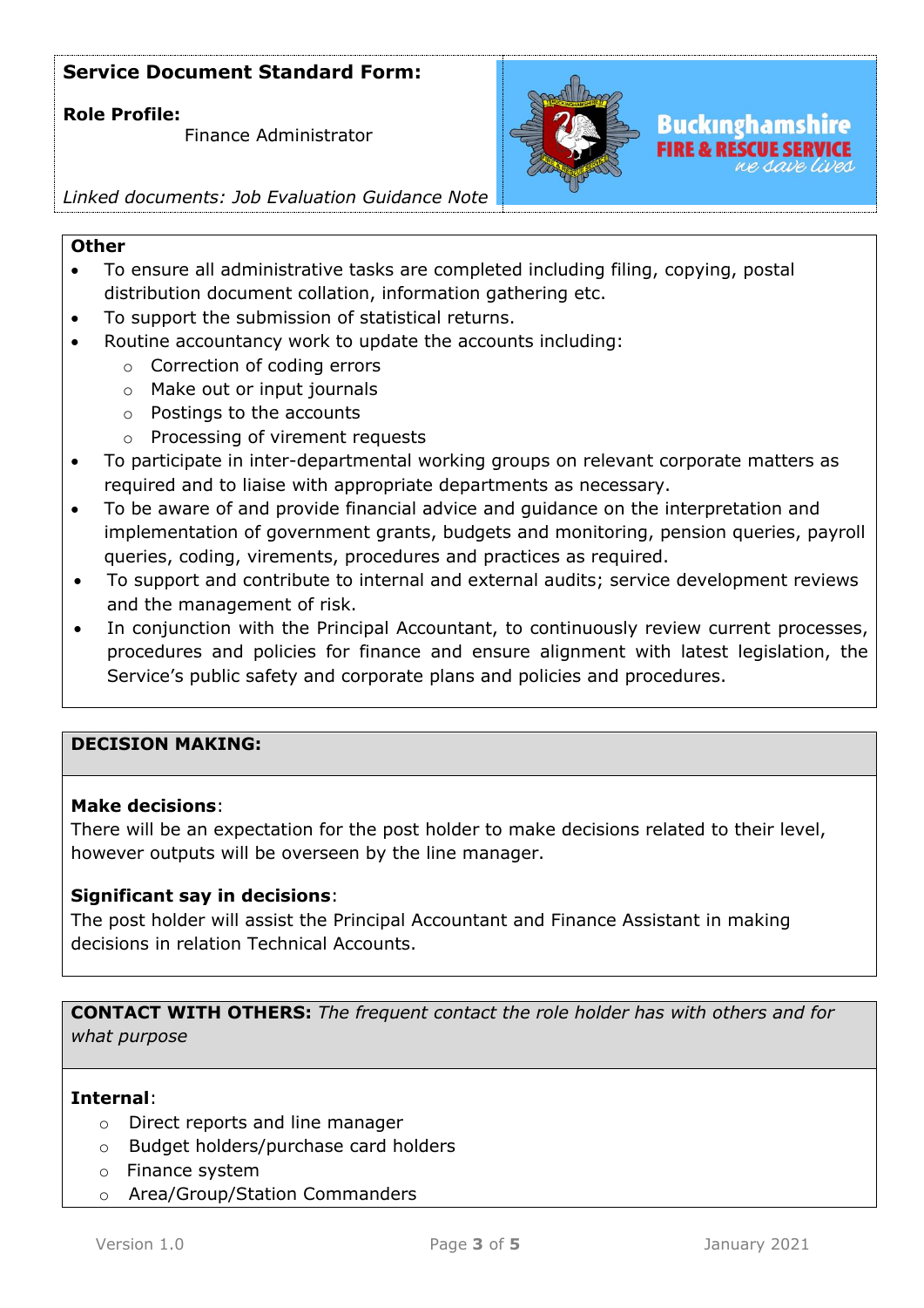**Service Document Standard Form:**

**Role Profile:**
Finance Administrator

*Linked documents: Job Evaluation Guidance Note*

**Other**

- To ensure all administrative tasks are completed including filing, copying, postal distribution document collation, information gathering etc.
- To support the submission of statistical returns.
- Routine accountancy work to update the accounts including:
  - Correction of coding errors
  - Make out or input journals
  - Postings to the accounts
  - Processing of virement requests
- To participate in inter-departmental working groups on relevant corporate matters as required and to liaise with appropriate departments as necessary.
- To be aware of and provide financial advice and guidance on the interpretation and implementation of government grants, budgets and monitoring, pension queries, payroll queries, coding, virements, procedures and practices as required.
- To support and contribute to internal and external audits; service development reviews and the management of risk.
- In conjunction with the Principal Accountant, to continuously review current processes, procedures and policies for finance and ensure alignment with latest legislation, the Service's public safety and corporate plans and policies and procedures.

**DECISION MAKING:**

**Make decisions**:
There will be an expectation for the post holder to make decisions related to their level, however outputs will be overseen by the line manager.

**Significant say in decisions**:
The post holder will assist the Principal Accountant and Finance Assistant in making decisions in relation Technical Accounts.

**CONTACT WITH OTHERS:** *The frequent contact the role holder has with others and for what purpose*

**Internal**:

- Direct reports and line manager
- Budget holders/purchase card holders
- Finance system
- Area/Group/Station Commanders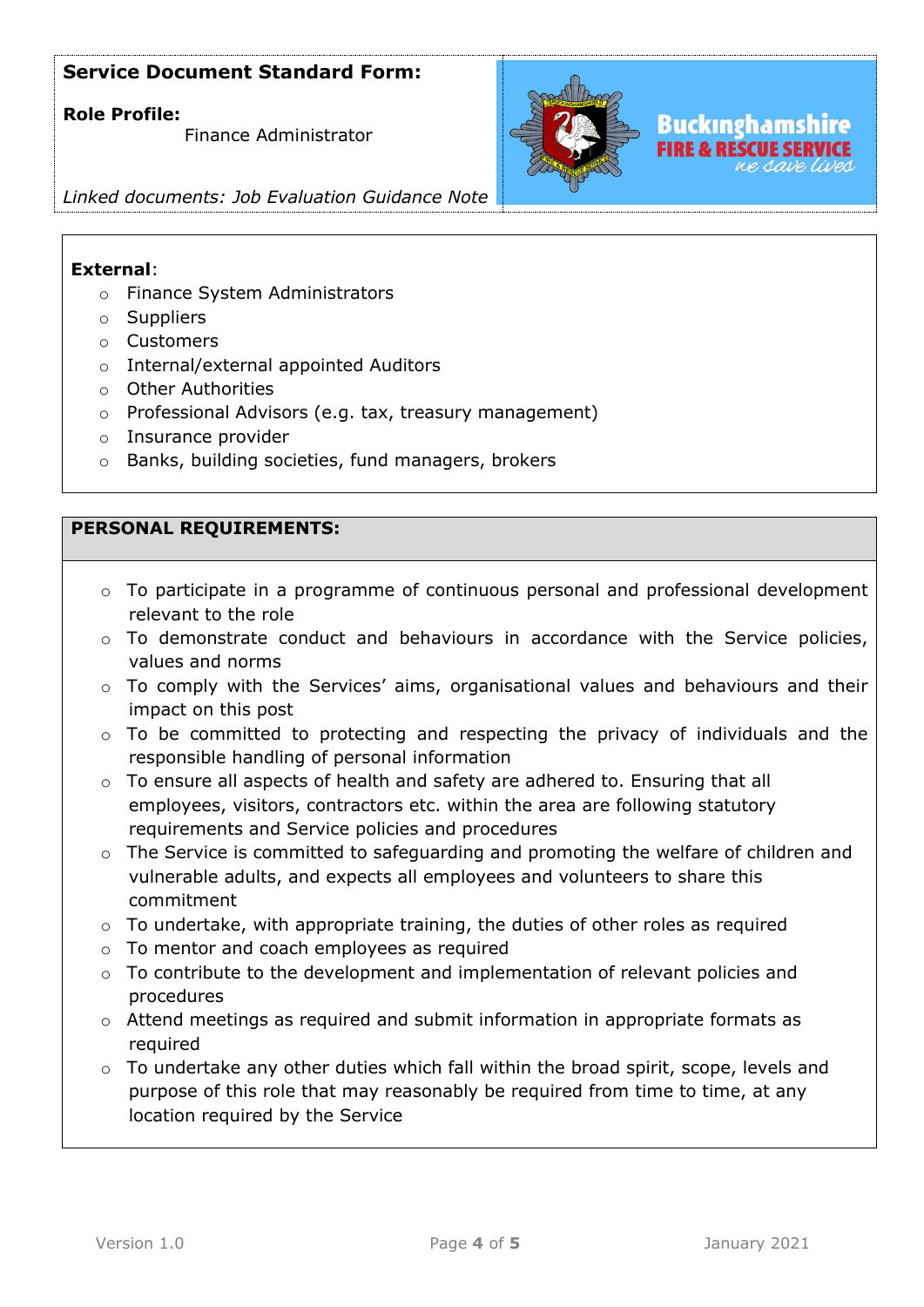**Service Document Standard Form:**

**Role Profile:**
Finance Administrator

*Linked documents: Job Evaluation Guidance Note*

**External**:

- Finance System Administrators
- Suppliers
- Customers
- Internal/external appointed Auditors
- Other Authorities
- Professional Advisors (e.g. tax, treasury management)
- Insurance provider
- Banks, building societies, fund managers, brokers

**PERSONAL REQUIREMENTS:**

- To participate in a programme of continuous personal and professional development relevant to the role
- To demonstrate conduct and behaviours in accordance with the Service policies, values and norms
- To comply with the Services' aims, organisational values and behaviours and their impact on this post
- To be committed to protecting and respecting the privacy of individuals and the responsible handling of personal information
- To ensure all aspects of health and safety are adhered to. Ensuring that all employees, visitors, contractors etc. within the area are following statutory requirements and Service policies and procedures
- The Service is committed to safeguarding and promoting the welfare of children and vulnerable adults, and expects all employees and volunteers to share this commitment
- To undertake, with appropriate training, the duties of other roles as required
- To mentor and coach employees as required
- To contribute to the development and implementation of relevant policies and procedures
- Attend meetings as required and submit information in appropriate formats as required
- To undertake any other duties which fall within the broad spirit, scope, levels and purpose of this role that may reasonably be required from time to time, at any location required by the Service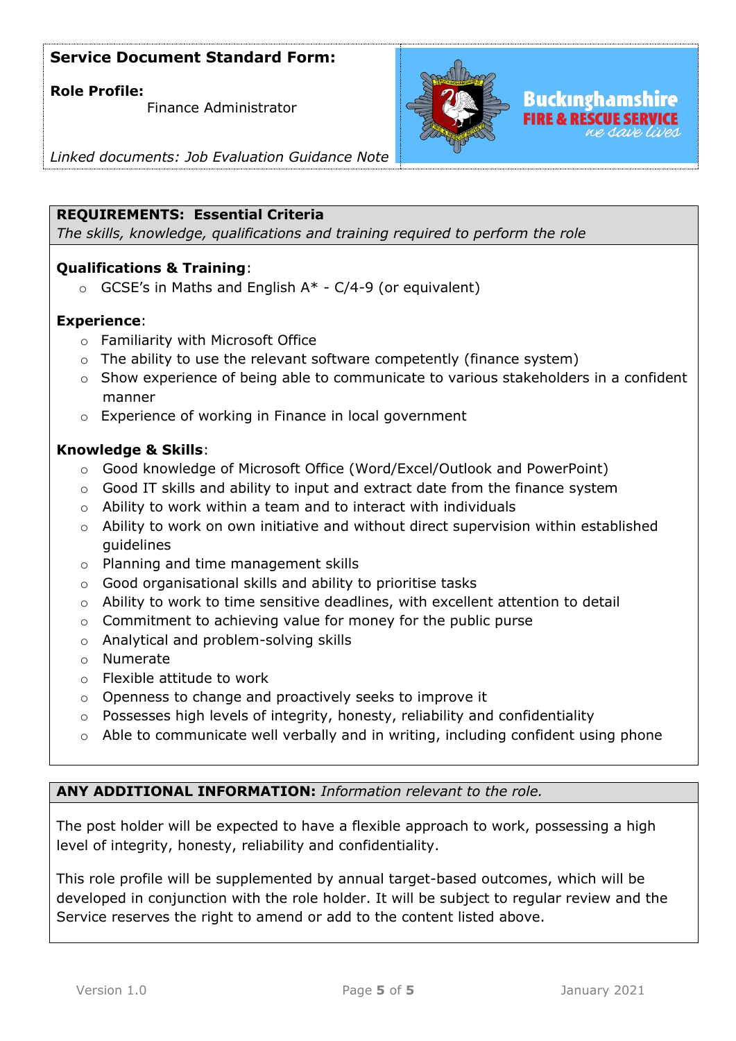**Service Document Standard Form:**

**Role Profile:**
Finance Administrator

*Linked documents: Job Evaluation Guidance Note*

Buckinghamshire
FIRE & RESCUE SERVICE
we save lives

## REQUIREMENTS: Essential Criteria

*The skills, knowledge, qualifications and training required to perform the role*

**Qualifications & Training**:

- GCSE's in Maths and English A* - C/4-9 (or equivalent)

**Experience**:

- Familiarity with Microsoft Office
- The ability to use the relevant software competently (finance system)
- Show experience of being able to communicate to various stakeholders in a confident manner
- Experience of working in Finance in local government

**Knowledge & Skills**:

- Good knowledge of Microsoft Office (Word/Excel/Outlook and PowerPoint)
- Good IT skills and ability to input and extract date from the finance system
- Ability to work within a team and to interact with individuals
- Ability to work on own initiative and without direct supervision within established guidelines
- Planning and time management skills
- Good organisational skills and ability to prioritise tasks
- Ability to work to time sensitive deadlines, with excellent attention to detail
- Commitment to achieving value for money for the public purse
- Analytical and problem-solving skills
- Numerate
- Flexible attitude to work
- Openness to change and proactively seeks to improve it
- Possesses high levels of integrity, honesty, reliability and confidentiality
- Able to communicate well verbally and in writing, including confident using phone

## ANY ADDITIONAL INFORMATION: *Information relevant to the role.*

The post holder will be expected to have a flexible approach to work, possessing a high level of integrity, honesty, reliability and confidentiality.

This role profile will be supplemented by annual target-based outcomes, which will be developed in conjunction with the role holder. It will be subject to regular review and the Service reserves the right to amend or add to the content listed above.

Version 1.0 January 2021